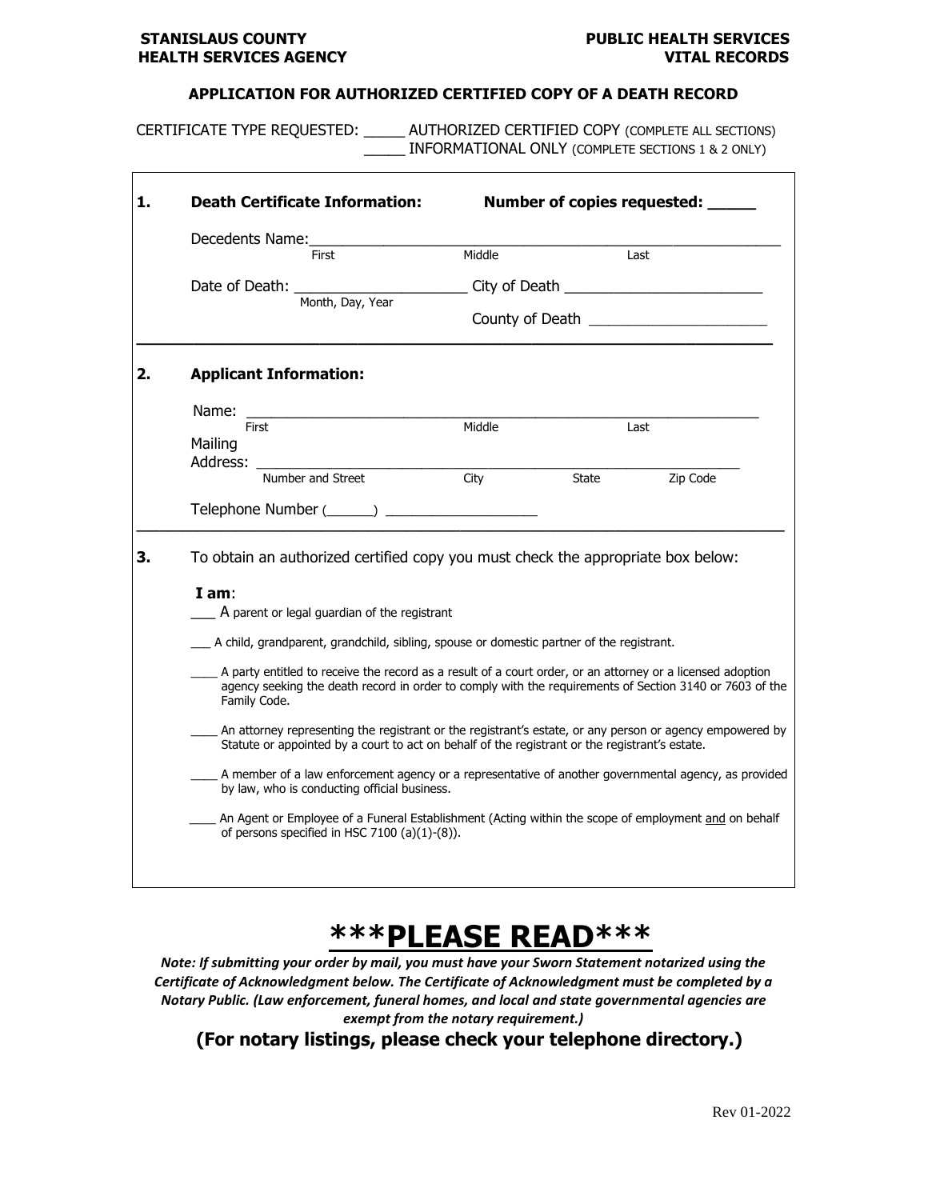**STANISLAUS COUNTY**
**HEALTH SERVICES AGENCY**

**PUBLIC HEALTH SERVICES**
**VITAL RECORDS**

## APPLICATION FOR AUTHORIZED CERTIFIED COPY OF A DEATH RECORD

CERTIFICATE TYPE REQUESTED: _____ AUTHORIZED CERTIFIED COPY (COMPLETE ALL SECTIONS)
_____ INFORMATIONAL ONLY (COMPLETE SECTIONS 1 & 2 ONLY)

**1. Death Certificate Information:** **Number of copies requested: _____**

Decedents Name:_______________________________________________
First Middle Last

Date of Death: ____________________ City of Death _______________________
Month, Day, Year

County of Death ______________________

**2. Applicant Information:**

Name: _______________________________________________
First Middle Last

Mailing Address: _______________________________________________
Number and Street City State Zip Code

Telephone Number (______) ___________________

**3.** To obtain an authorized certified copy you must check the appropriate box below:

**I am**:

___ A parent or legal guardian of the registrant

___ A child, grandparent, grandchild, sibling, spouse or domestic partner of the registrant.

____ A party entitled to receive the record as a result of a court order, or an attorney or a licensed adoption agency seeking the death record in order to comply with the requirements of Section 3140 or 7603 of the Family Code.

____ An attorney representing the registrant or the registrant's estate, or any person or agency empowered by Statute or appointed by a court to act on behalf of the registrant or the registrant's estate.

____ A member of a law enforcement agency or a representative of another governmental agency, as provided by law, who is conducting official business.

____ An Agent or Employee of a Funeral Establishment (Acting within the scope of employment and on behalf of persons specified in HSC 7100 (a)(1)-(8)).

# ***PLEASE READ***

***Note: If submitting your order by mail, you must have your Sworn Statement notarized using the Certificate of Acknowledgment below. The Certificate of Acknowledgment must be completed by a Notary Public. (Law enforcement, funeral homes, and local and state governmental agencies are exempt from the notary requirement.)***

**(For notary listings, please check your telephone directory.)**

Rev 01-2022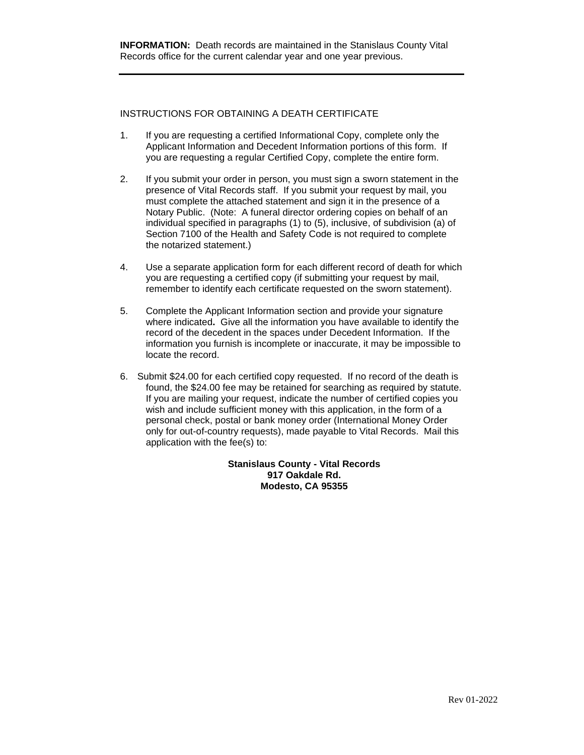**INFORMATION:** Death records are maintained in the Stanislaus County Vital Records office for the current calendar year and one year previous.

---

INSTRUCTIONS FOR OBTAINING A DEATH CERTIFICATE

1. If you are requesting a certified Informational Copy, complete only the Applicant Information and Decedent Information portions of this form. If you are requesting a regular Certified Copy, complete the entire form.

2. If you submit your order in person, you must sign a sworn statement in the presence of Vital Records staff. If you submit your request by mail, you must complete the attached statement and sign it in the presence of a Notary Public. (Note: A funeral director ordering copies on behalf of an individual specified in paragraphs (1) to (5), inclusive, of subdivision (a) of Section 7100 of the Health and Safety Code is not required to complete the notarized statement.)

4. Use a separate application form for each different record of death for which you are requesting a certified copy (if submitting your request by mail, remember to identify each certificate requested on the sworn statement).

5. Complete the Applicant Information section and provide your signature where indicated**.** Give all the information you have available to identify the record of the decedent in the spaces under Decedent Information. If the information you furnish is incomplete or inaccurate, it may be impossible to locate the record.

6. Submit $24.00 for each certified copy requested. If no record of the death is found, the $24.00 fee may be retained for searching as required by statute. If you are mailing your request, indicate the number of certified copies you wish and include sufficient money with this application, in the form of a personal check, postal or bank money order (International Money Order only for out-of-country requests), made payable to Vital Records. Mail this application with the fee(s) to:

**Stanislaus County - Vital Records**
**917 Oakdale Rd.**
**Modesto, CA 95355**

Rev 01-2022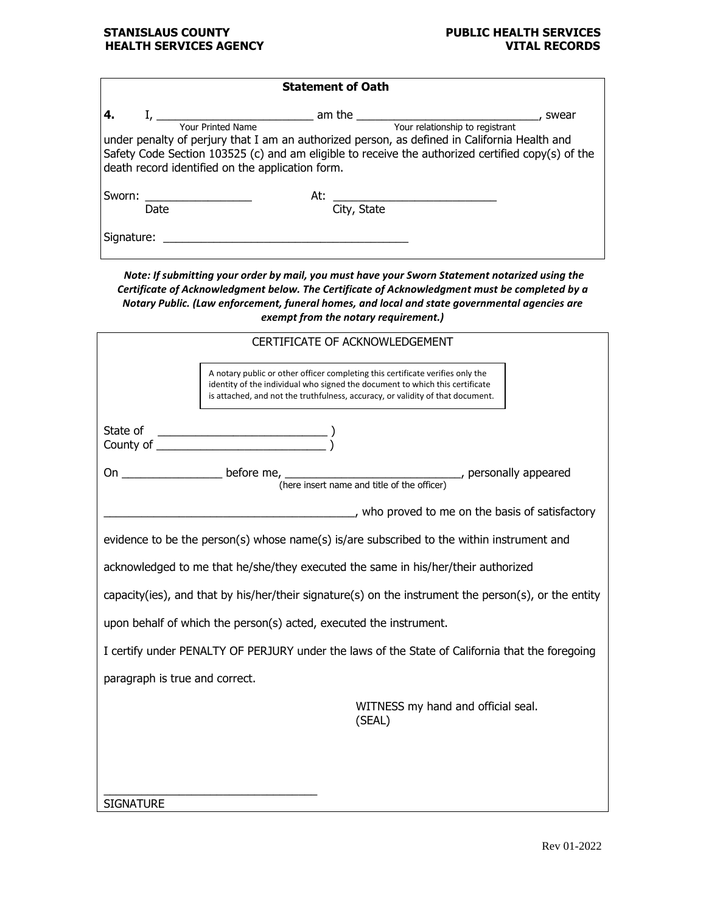**STANISLAUS COUNTY**
**HEALTH SERVICES AGENCY**

**PUBLIC HEALTH SERVICES**
**VITAL RECORDS**

**Statement of Oath**

**4.** I, _________________________ am the _____________________________, swear
Your Printed Name — Your relationship to registrant

under penalty of perjury that I am an authorized person, as defined in California Health and Safety Code Section 103525 (c) and am eligible to receive the authorized certified copy(s) of the death record identified on the application form.

Sworn: _________________ At: __________________________
Date — City, State

Signature: ________________________________________

***Note: If submitting your order by mail, you must have your Sworn Statement notarized using the Certificate of Acknowledgment below. The Certificate of Acknowledgment must be completed by a Notary Public. (Law enforcement, funeral homes, and local and state governmental agencies are exempt from the notary requirement.)***

CERTIFICATE OF ACKNOWLEDGEMENT

A notary public or other officer completing this certificate verifies only the identity of the individual who signed the document to which this certificate is attached, and not the truthfulness, accuracy, or validity of that document.

State of ___________________________ )
County of ___________________________ )

On ________________ before me, ____________________________, personally appeared
(here insert name and title of the officer)

________________________________________, who proved to me on the basis of satisfactory evidence to be the person(s) whose name(s) is/are subscribed to the within instrument and acknowledged to me that he/she/they executed the same in his/her/their authorized capacity(ies), and that by his/her/their signature(s) on the instrument the person(s), or the entity upon behalf of which the person(s) acted, executed the instrument.

I certify under PENALTY OF PERJURY under the laws of the State of California that the foregoing paragraph is true and correct.

WITNESS my hand and official seal.
(SEAL)

__________________________________
SIGNATURE

Rev 01-2022